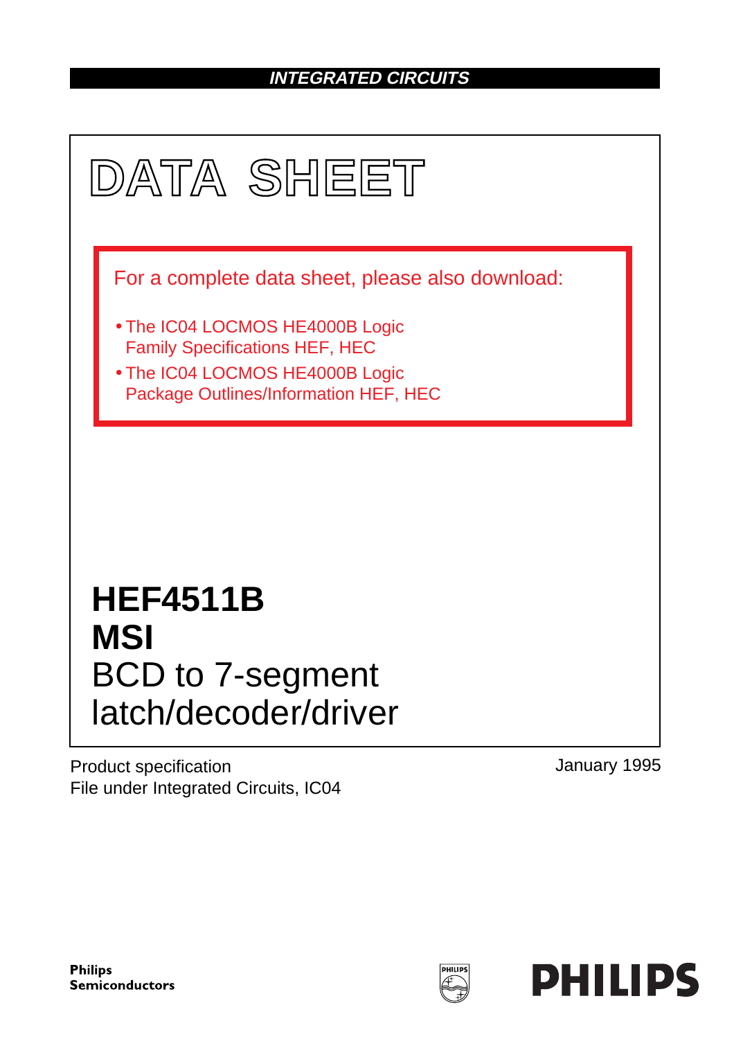INTEGRATED CIRCUITS

# DATA SHEET

For a complete data sheet, please also download:

- The IC04 LOCMOS HE4000B Logic Family Specifications HEF, HEC
- The IC04 LOCMOS HE4000B Logic Package Outlines/Information HEF, HEC

# HEF4511B MSI

## BCD to 7-segment latch/decoder/driver

Product specification
File under Integrated Circuits, IC04

January 1995

Philips Semiconductors

PHILIPS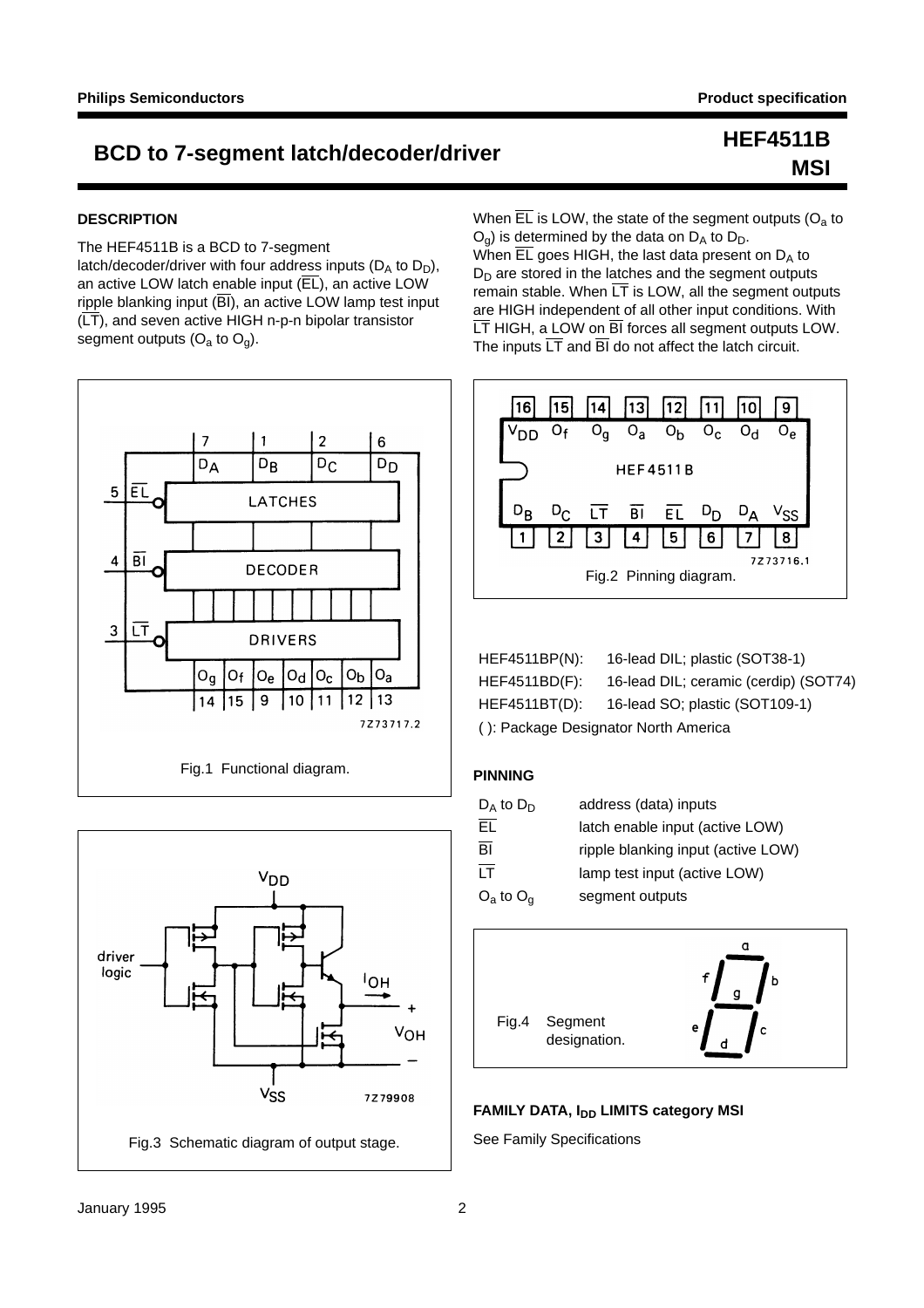# BCD to 7-segment latch/decoder/driver

**HEF4511B**
**MSI**

## DESCRIPTION

The HEF4511B is a BCD to 7-segment latch/decoder/driver with four address inputs ($D_A$ to $D_D$), an active LOW latch enable input ($\overline{EL}$), an active LOW ripple blanking input ($\overline{BI}$), an active LOW lamp test input ($\overline{LT}$), and seven active HIGH n-p-n bipolar transistor segment outputs ($O_a$ to $O_g$).

When $\overline{EL}$ is LOW, the state of the segment outputs ($O_a$ to $O_g$) is determined by the data on $D_A$ to $D_D$.
When $\overline{EL}$ goes HIGH, the last data present on $D_A$ to $D_D$ are stored in the latches and the segment outputs remain stable. When $\overline{LT}$ is LOW, all the segment outputs are HIGH independent of all other input conditions. With $\overline{LT}$ HIGH, a LOW on $\overline{BI}$ forces all segment outputs LOW. The inputs $\overline{LT}$ and $\overline{BI}$ do not affect the latch circuit.

Fig.1 Functional diagram.

Fig.2 Pinning diagram.

Fig.3 Schematic diagram of output stage.

HEF4511BP(N): 16-lead DIL; plastic (SOT38-1)
HEF4511BD(F): 16-lead DIL; ceramic (cerdip) (SOT74)
HEF4511BT(D): 16-lead SO; plastic (SOT109-1)
( ): Package Designator North America

## PINNING

| | |
|---|---|
| $D_A$ to $D_D$ | address (data) inputs |
| $\overline{EL}$ | latch enable input (active LOW) |
| $\overline{BI}$ | ripple blanking input (active LOW) |
| $\overline{LT}$ | lamp test input (active LOW) |
| $O_a$ to $O_g$ | segment outputs |

Fig.4 Segment designation.

## FAMILY DATA, $I_{DD}$ LIMITS category MSI

See Family Specifications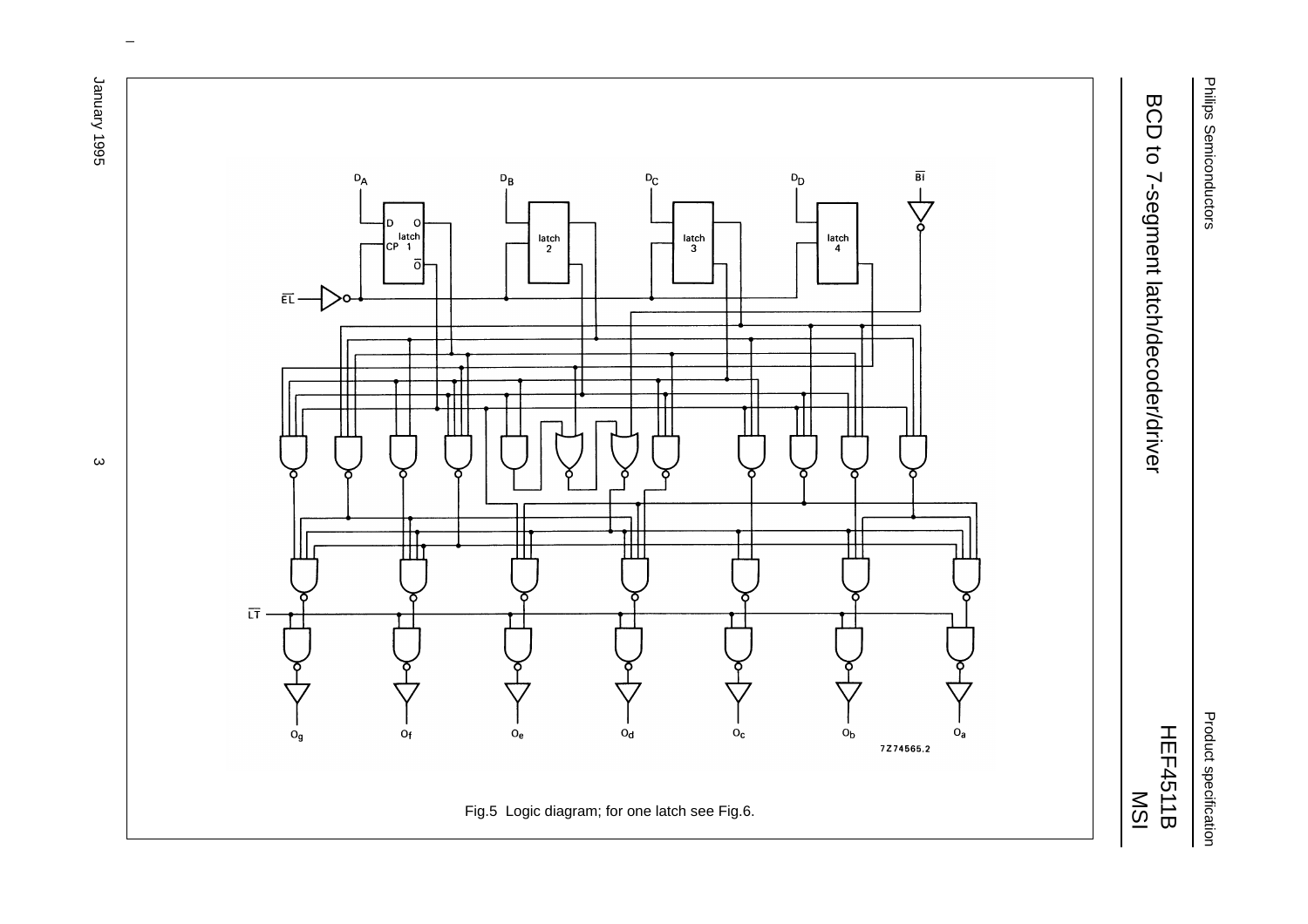Fig.5 Logic diagram; for one latch see Fig.6.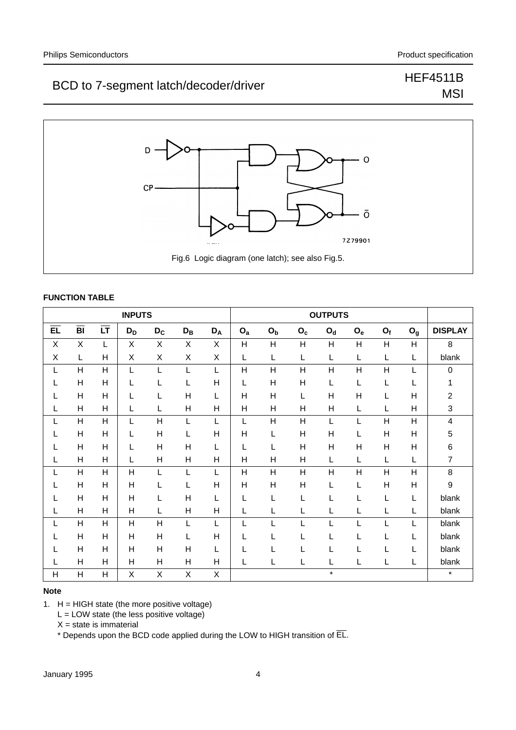Fig.6 Logic diagram (one latch); see also Fig.5.

**FUNCTION TABLE**

| INPUTS | | | | | | | OUTPUTS | | | | | | | |
|---|---|---|---|---|---|---|---|---|---|---|---|---|---|---|
| $\overline{EL}$ | $\overline{BI}$ | $\overline{LT}$ | $D_D$ | $D_C$ | $D_B$ | $D_A$ | $O_a$ | $O_b$ | $O_c$ | $O_d$ | $O_e$ | $O_f$ | $O_g$ | DISPLAY |
| X | X | L | X | X | X | X | H | H | H | H | H | H | H | 8 |
| X | L | H | X | X | X | X | L | L | L | L | L | L | L | blank |
| L | H | H | L | L | L | L | H | H | H | H | H | H | L | 0 |
| L | H | H | L | L | L | H | L | H | H | L | L | L | L | 1 |
| L | H | H | L | L | H | L | H | H | L | H | H | L | H | 2 |
| L | H | H | L | L | H | H | H | H | H | H | L | L | H | 3 |
| L | H | H | L | H | L | L | L | H | H | L | L | H | H | 4 |
| L | H | H | L | H | L | H | H | L | H | H | L | H | H | 5 |
| L | H | H | L | H | H | L | L | L | H | H | H | H | H | 6 |
| L | H | H | L | H | H | H | H | H | H | L | L | L | L | 7 |
| L | H | H | H | L | L | L | H | H | H | H | H | H | H | 8 |
| L | H | H | H | L | L | H | H | H | H | L | L | H | H | 9 |
| L | H | H | H | L | H | L | L | L | L | L | L | L | L | blank |
| L | H | H | H | L | H | H | L | L | L | L | L | L | L | blank |
| L | H | H | H | H | L | L | L | L | L | L | L | L | L | blank |
| L | H | H | H | H | L | H | L | L | L | L | L | L | L | blank |
| L | H | H | H | H | H | L | L | L | L | L | L | L | L | blank |
| L | H | H | H | H | H | H | L | L | L | L | L | L | L | blank |
| H | H | H | X | X | X | X | | | | * | | | | * |

**Note**

1. H = HIGH state (the more positive voltage)
   L = LOW state (the less positive voltage)
   X = state is immaterial
   * Depends upon the BCD code applied during the LOW to HIGH transition of $\overline{EL}$.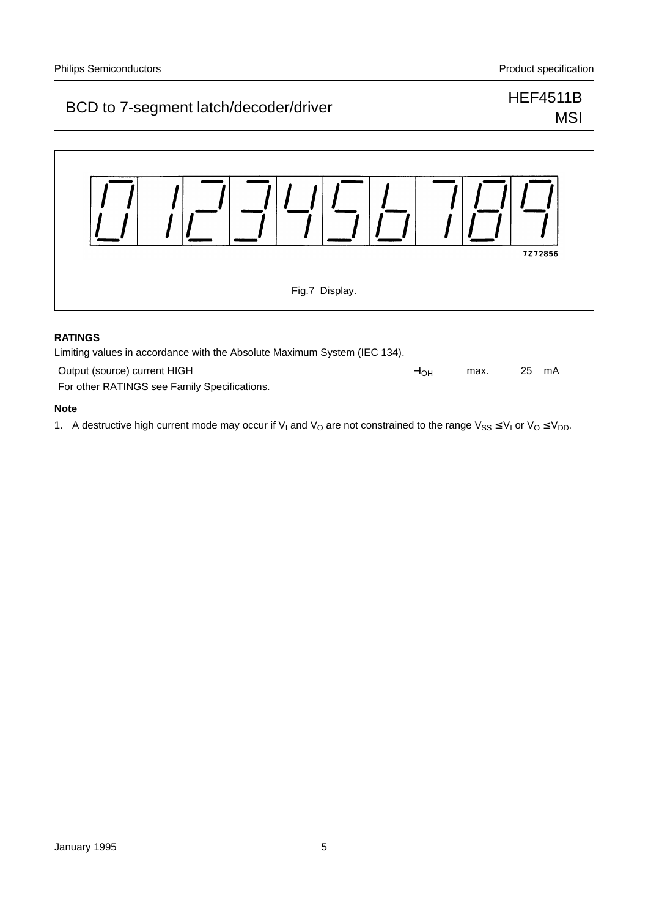7Z72856

Fig.7 Display.

## RATINGS

Limiting values in accordance with the Absolute Maximum System (IEC 134).

| | | | | |
|---|---|---|---|---|
| Output (source) current HIGH | $-I_{OH}$ | max. | 25 | mA |

For other RATINGS see Family Specifications.

### Note

1. A destructive high current mode may occur if $V_I$ and $V_O$ are not constrained to the range $V_{SS} \leq V_I$ or $V_O \leq V_{DD}$.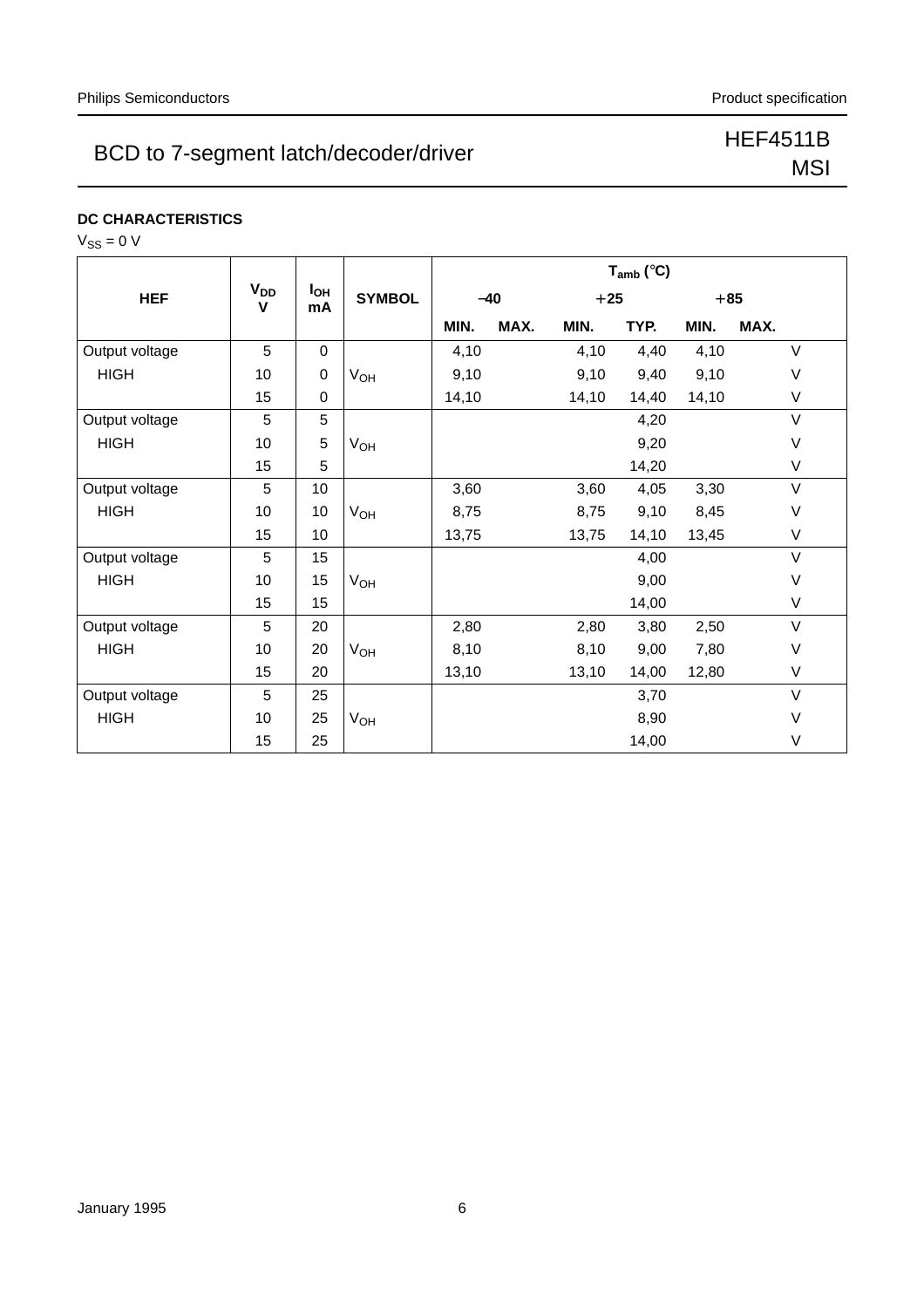### DC CHARACTERISTICS

$V_{SS}$ = 0 V

| HEF | $V_{DD}$ V | $I_{OH}$ mA | SYMBOL | $T_{amb}$ (°C) | | | | | | |
|---|---|---|---|---|---|---|---|---|---|---|
| | | | | −40 | | +25 | | +85 | | |
| | | | | MIN. | MAX. | MIN. | TYP. | MIN. | MAX. | |
| Output voltage | 5 | 0 | | 4,10 | | 4,10 | 4,40 | 4,10 | | V |
| HIGH | 10 | 0 | $V_{OH}$ | 9,10 | | 9,10 | 9,40 | 9,10 | | V |
| | 15 | 0 | | 14,10 | | 14,10 | 14,40 | 14,10 | | V |
| Output voltage | 5 | 5 | | | | | 4,20 | | | V |
| HIGH | 10 | 5 | $V_{OH}$ | | | | 9,20 | | | V |
| | 15 | 5 | | | | | 14,20 | | | V |
| Output voltage | 5 | 10 | | 3,60 | | 3,60 | 4,05 | 3,30 | | V |
| HIGH | 10 | 10 | $V_{OH}$ | 8,75 | | 8,75 | 9,10 | 8,45 | | V |
| | 15 | 10 | | 13,75 | | 13,75 | 14,10 | 13,45 | | V |
| Output voltage | 5 | 15 | | | | | 4,00 | | | V |
| HIGH | 10 | 15 | $V_{OH}$ | | | | 9,00 | | | V |
| | 15 | 15 | | | | | 14,00 | | | V |
| Output voltage | 5 | 20 | | 2,80 | | 2,80 | 3,80 | 2,50 | | V |
| HIGH | 10 | 20 | $V_{OH}$ | 8,10 | | 8,10 | 9,00 | 7,80 | | V |
| | 15 | 20 | | 13,10 | | 13,10 | 14,00 | 12,80 | | V |
| Output voltage | 5 | 25 | | | | | 3,70 | | | V |
| HIGH | 10 | 25 | $V_{OH}$ | | | | 8,90 | | | V |
| | 15 | 25 | | | | | 14,00 | | | V |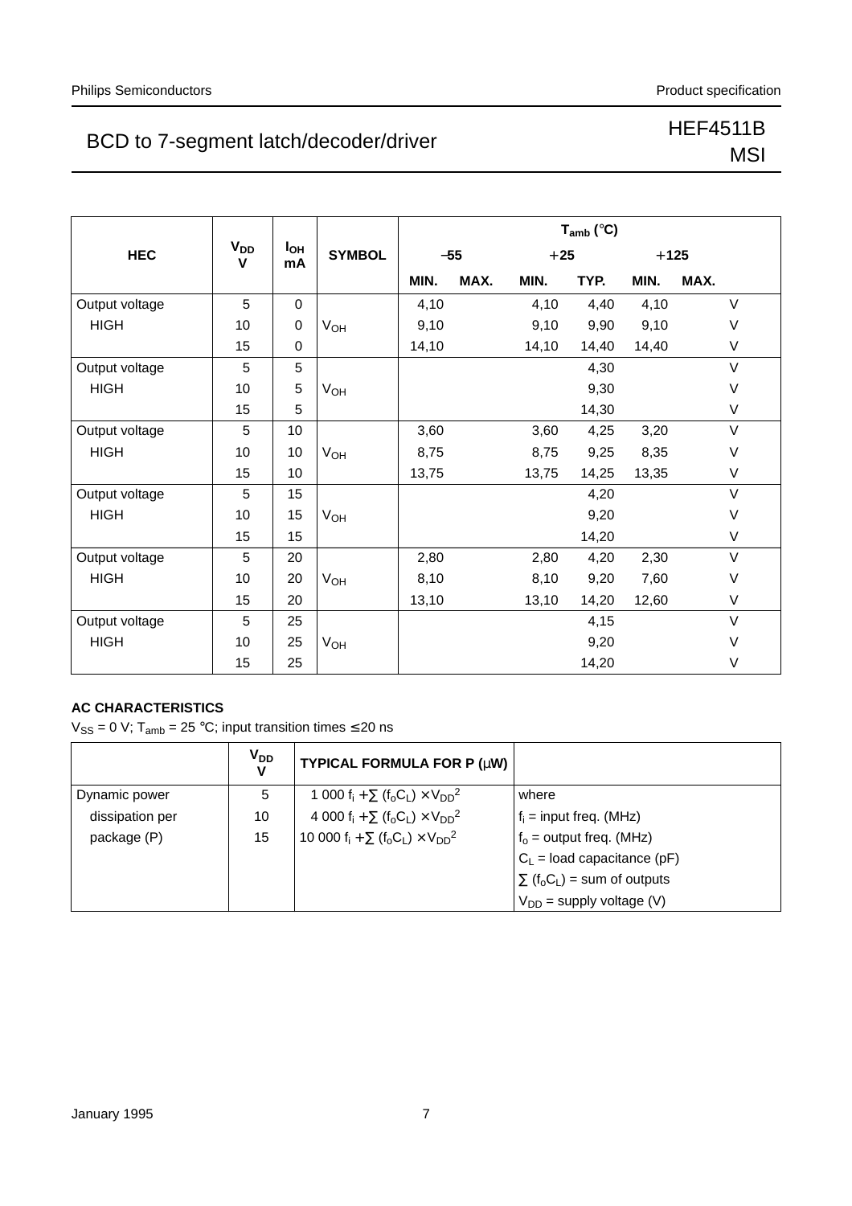| HEC | $V_{DD}$ V | $I_{OH}$ mA | SYMBOL | $T_{amb}$ (°C) | | | | | | |
|---|---|---|---|---|---|---|---|---|---|---|
| | | | | −55 | | +25 | | +125 | | |
| | | | | MIN. | MAX. | MIN. | TYP. | MIN. | MAX. | |
| Output voltage | 5 | 0 | | 4,10 | | 4,10 | 4,40 | 4,10 | | V |
| HIGH | 10 | 0 | $V_{OH}$ | 9,10 | | 9,10 | 9,90 | 9,10 | | V |
| | 15 | 0 | | 14,10 | | 14,10 | 14,40 | 14,40 | | V |
| Output voltage | 5 | 5 | | | | | 4,30 | | | V |
| HIGH | 10 | 5 | $V_{OH}$ | | | | 9,30 | | | V |
| | 15 | 5 | | | | | 14,30 | | | V |
| Output voltage | 5 | 10 | | 3,60 | | 3,60 | 4,25 | 3,20 | | V |
| HIGH | 10 | 10 | $V_{OH}$ | 8,75 | | 8,75 | 9,25 | 8,35 | | V |
| | 15 | 10 | | 13,75 | | 13,75 | 14,25 | 13,35 | | V |
| Output voltage | 5 | 15 | | | | | 4,20 | | | V |
| HIGH | 10 | 15 | $V_{OH}$ | | | | 9,20 | | | V |
| | 15 | 15 | | | | | 14,20 | | | V |
| Output voltage | 5 | 20 | | 2,80 | | 2,80 | 4,20 | 2,30 | | V |
| HIGH | 10 | 20 | $V_{OH}$ | 8,10 | | 8,10 | 9,20 | 7,60 | | V |
| | 15 | 20 | | 13,10 | | 13,10 | 14,20 | 12,60 | | V |
| Output voltage | 5 | 25 | | | | | 4,15 | | | V |
| HIGH | 10 | 25 | $V_{OH}$ | | | | 9,20 | | | V |
| | 15 | 25 | | | | | 14,20 | | | V |

**AC CHARACTERISTICS**

$V_{SS}$ = 0 V; $T_{amb}$ = 25 °C; input transition times ≤ 20 ns

| | $V_{DD}$ V | TYPICAL FORMULA FOR P (μW) | |
|---|---|---|---|
| Dynamic power | 5 | $1\,000\ f_i + \sum (f_o C_L) \times V_{DD}^2$ | where |
| dissipation per | 10 | $4\,000\ f_i + \sum (f_o C_L) \times V_{DD}^2$ | $f_i$ = input freq. (MHz) |
| package (P) | 15 | $10\,000\ f_i + \sum (f_o C_L) \times V_{DD}^2$ | $f_o$ = output freq. (MHz) |
| | | | $C_L$ = load capacitance (pF) |
| | | | $\sum (f_o C_L)$ = sum of outputs |
| | | | $V_{DD}$ = supply voltage (V) |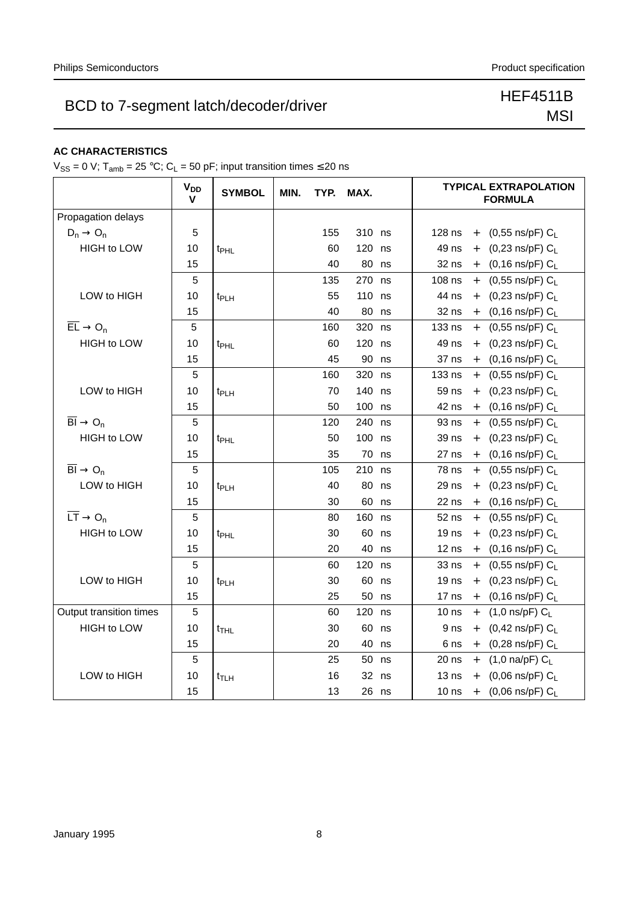## AC CHARACTERISTICS

$V_{SS}$ = 0 V; $T_{amb}$ = 25 °C; $C_L$ = 50 pF; input transition times ≤ 20 ns

| | $V_{DD}$ V | SYMBOL | MIN. | TYP. | MAX. | | TYPICAL EXTRAPOLATION FORMULA |
|---|---|---|---|---|---|---|---|
| Propagation delays | | | | | | | |
| $D_n \rightarrow O_n$ | 5 | | | 155 | 310 | ns | 128 ns + (0,55 ns/pF) $C_L$ |
| HIGH to LOW | 10 | $t_{PHL}$ | | 60 | 120 | ns | 49 ns + (0,23 ns/pF) $C_L$ |
| | 15 | | | 40 | 80 | ns | 32 ns + (0,16 ns/pF) $C_L$ |
| | 5 | | | 135 | 270 | ns | 108 ns + (0,55 ns/pF) $C_L$ |
| LOW to HIGH | 10 | $t_{PLH}$ | | 55 | 110 | ns | 44 ns + (0,23 ns/pF) $C_L$ |
| | 15 | | | 40 | 80 | ns | 32 ns + (0,16 ns/pF) $C_L$ |
| $\overline{EL} \rightarrow O_n$ | 5 | | | 160 | 320 | ns | 133 ns + (0,55 ns/pF) $C_L$ |
| HIGH to LOW | 10 | $t_{PHL}$ | | 60 | 120 | ns | 49 ns + (0,23 ns/pF) $C_L$ |
| | 15 | | | 45 | 90 | ns | 37 ns + (0,16 ns/pF) $C_L$ |
| | 5 | | | 160 | 320 | ns | 133 ns + (0,55 ns/pF) $C_L$ |
| LOW to HIGH | 10 | $t_{PLH}$ | | 70 | 140 | ns | 59 ns + (0,23 ns/pF) $C_L$ |
| | 15 | | | 50 | 100 | ns | 42 ns + (0,16 ns/pF) $C_L$ |
| $\overline{BI} \rightarrow O_n$ | 5 | | | 120 | 240 | ns | 93 ns + (0,55 ns/pF) $C_L$ |
| HIGH to LOW | 10 | $t_{PHL}$ | | 50 | 100 | ns | 39 ns + (0,23 ns/pF) $C_L$ |
| | 15 | | | 35 | 70 | ns | 27 ns + (0,16 ns/pF) $C_L$ |
| $\overline{BI} \rightarrow O_n$ | 5 | | | 105 | 210 | ns | 78 ns + (0,55 ns/pF) $C_L$ |
| LOW to HIGH | 10 | $t_{PLH}$ | | 40 | 80 | ns | 29 ns + (0,23 ns/pF) $C_L$ |
| | 15 | | | 30 | 60 | ns | 22 ns + (0,16 ns/pF) $C_L$ |
| $\overline{LT} \rightarrow O_n$ | 5 | | | 80 | 160 | ns | 52 ns + (0,55 ns/pF) $C_L$ |
| HIGH to LOW | 10 | $t_{PHL}$ | | 30 | 60 | ns | 19 ns + (0,23 ns/pF) $C_L$ |
| | 15 | | | 20 | 40 | ns | 12 ns + (0,16 ns/pF) $C_L$ |
| | 5 | | | 60 | 120 | ns | 33 ns + (0,55 ns/pF) $C_L$ |
| LOW to HIGH | 10 | $t_{PLH}$ | | 30 | 60 | ns | 19 ns + (0,23 ns/pF) $C_L$ |
| | 15 | | | 25 | 50 | ns | 17 ns + (0,16 ns/pF) $C_L$ |
| Output transition times | 5 | | | 60 | 120 | ns | 10 ns + (1,0 ns/pF) $C_L$ |
| HIGH to LOW | 10 | $t_{THL}$ | | 30 | 60 | ns | 9 ns + (0,42 ns/pF) $C_L$ |
| | 15 | | | 20 | 40 | ns | 6 ns + (0,28 ns/pF) $C_L$ |
| | 5 | | | 25 | 50 | ns | 20 ns + (1,0 na/pF) $C_L$ |
| LOW to HIGH | 10 | $t_{TLH}$ | | 16 | 32 | ns | 13 ns + (0,06 ns/pF) $C_L$ |
| | 15 | | | 13 | 26 | ns | 10 ns + (0,06 ns/pF) $C_L$ |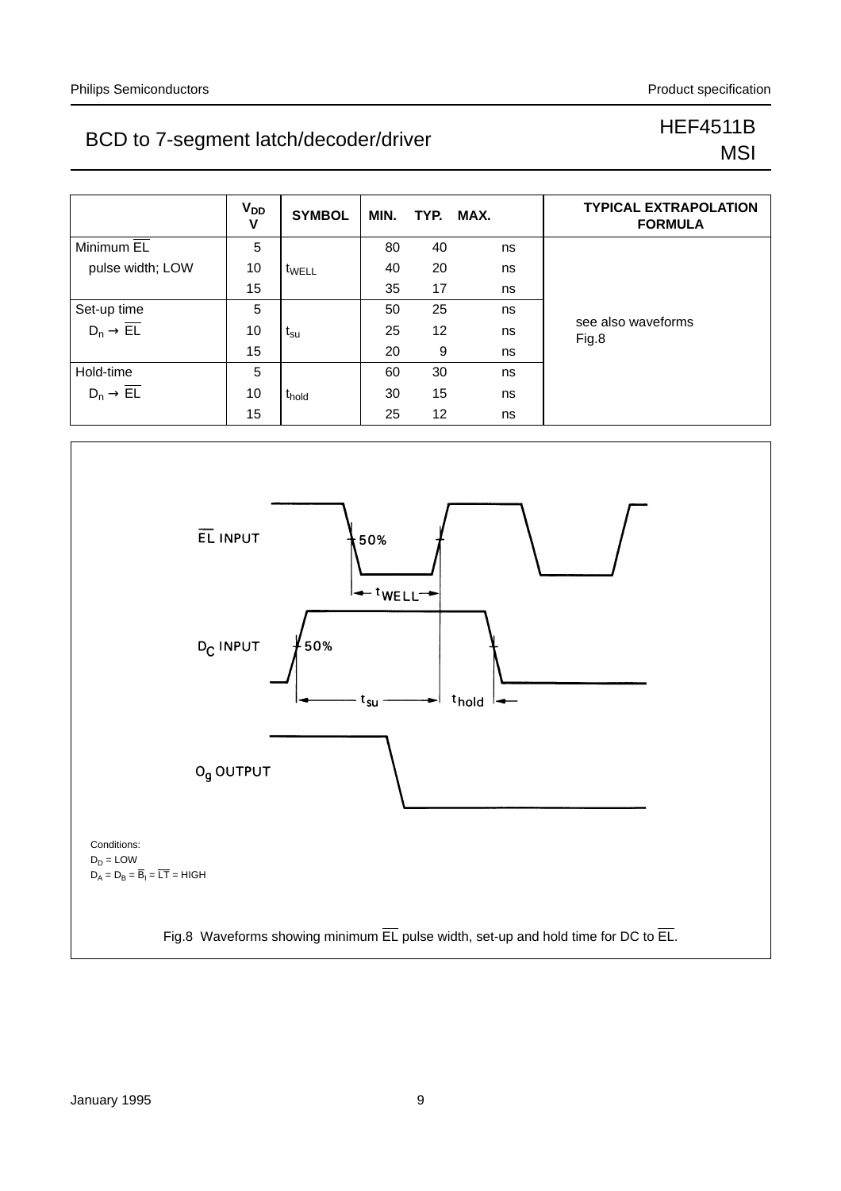# BCD to 7-segment latch/decoder/driver

HEF4511B
MSI

| | $V_{DD}$ V | SYMBOL | MIN. | TYP. | MAX. | | TYPICAL EXTRAPOLATION FORMULA |
|---|---|---|---|---|---|---|---|
| Minimum $\overline{EL}$ | 5 | | 80 | 40 | | ns | |
| pulse width; LOW | 10 | $t_{WELL}$ | 40 | 20 | | ns | |
| | 15 | | 35 | 17 | | ns | |
| Set-up time | 5 | | 50 | 25 | | ns | |
| $D_n \rightarrow \overline{EL}$ | 10 | $t_{su}$ | 25 | 12 | | ns | see also waveforms Fig.8 |
| | 15 | | 20 | 9 | | ns | |
| Hold-time | 5 | | 60 | 30 | | ns | |
| $D_n \rightarrow \overline{EL}$ | 10 | $t_{hold}$ | 30 | 15 | | ns | |
| | 15 | | 25 | 12 | | ns | |

Conditions:
$D_D$ = LOW
$D_A = D_B = \overline{B_I} = \overline{LT}$ = HIGH

Fig.8 Waveforms showing minimum $\overline{EL}$ pulse width, set-up and hold time for DC to $\overline{EL}$.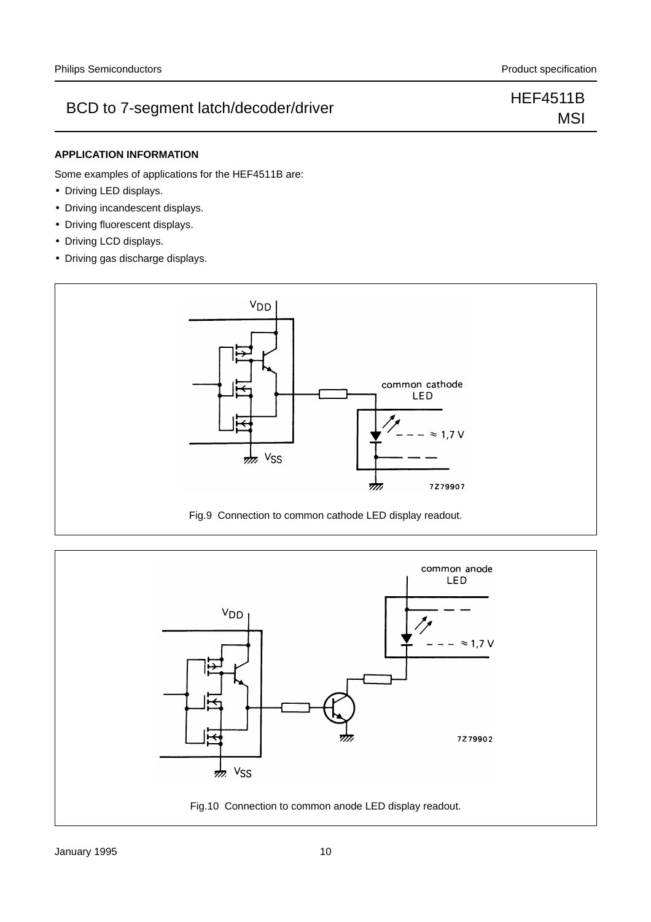## APPLICATION INFORMATION

Some examples of applications for the HEF4511B are:

- Driving LED displays.
- Driving incandescent displays.
- Driving fluorescent displays.
- Driving LCD displays.
- Driving gas discharge displays.

Fig.9 Connection to common cathode LED display readout.

Fig.10 Connection to common anode LED display readout.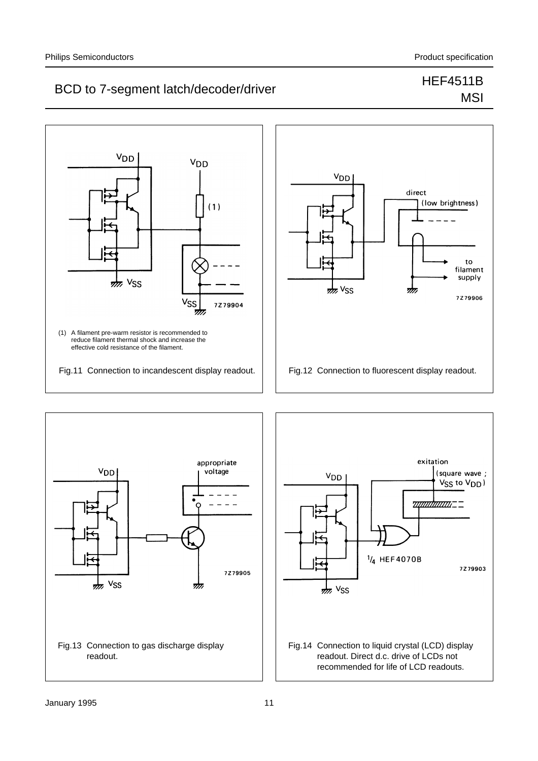VDD
VDD
(1)
VSS
VSS
7Z79904

(1) A filament pre-warm resistor is recommended to reduce filament thermal shock and increase the effective cold resistance of the filament.

Fig.11 Connection to incandescent display readout.

VDD
direct
(low brightness)
to filament supply
VSS
7Z79906

Fig.12 Connection to fluorescent display readout.

appropriate voltage
VDD
VSS
7Z79905

Fig.13 Connection to gas discharge display readout.

exitation
(square wave ; VSS to VDD)
VDD
1/4 HEF4070B
VSS
7Z79903

Fig.14 Connection to liquid crystal (LCD) display readout. Direct d.c. drive of LCDs not recommended for life of LCD readouts.